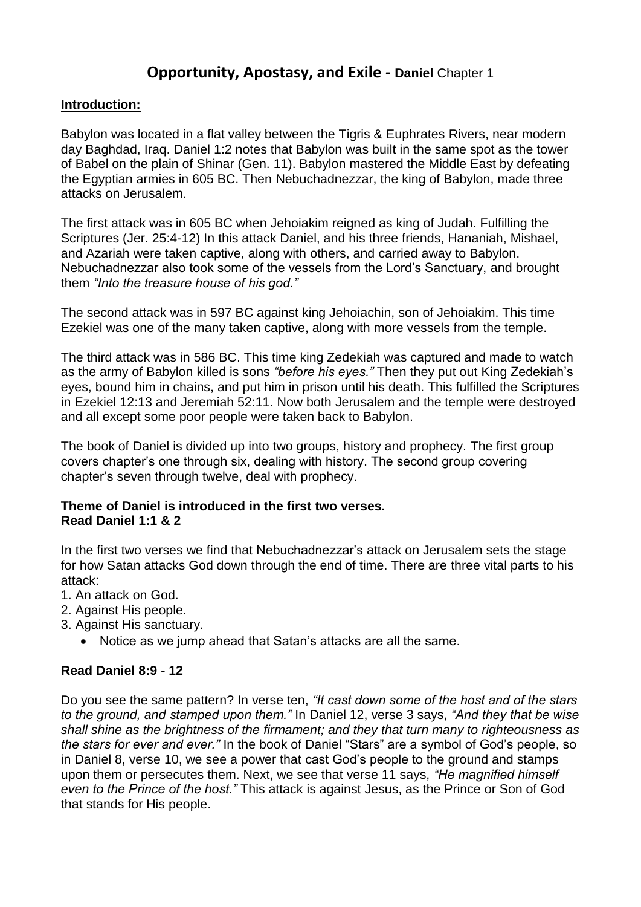# **Opportunity, Apostasy, and Exile - Daniel** Chapter 1

**Introduction:**

Babylon was located in a flat valley between the Tigris & Euphrates Rivers, near modern day Baghdad, Iraq. Daniel 1:2 notes that Babylon was built in the same spot as the tower of Babel on the plain of Shinar (Gen. 11). Babylon mastered the Middle East by defeating the Egyptian armies in 605 BC. Then Nebuchadnezzar, the king of Babylon, made three attacks on Jerusalem.

The first attack was in 605 BC when Jehoiakim reigned as king of Judah. Fulfilling the Scriptures (Jer. 25:4-12) In this attack Daniel, and his three friends, Hananiah, Mishael, and Azariah were taken captive, along with others, and carried away to Babylon. Nebuchadnezzar also took some of the vessels from the Lord's Sanctuary, and brought them *"Into the treasure house of his god."*

The second attack was in 597 BC against king Jehoiachin, son of Jehoiakim. This time Ezekiel was one of the many taken captive, along with more vessels from the temple.

The third attack was in 586 BC. This time king Zedekiah was captured and made to watch as the army of Babylon killed is sons *"before his eyes."* Then they put out King Zedekiah's eyes, bound him in chains, and put him in prison until his death. This fulfilled the Scriptures in Ezekiel 12:13 and Jeremiah 52:11. Now both Jerusalem and the temple were destroyed and all except some poor people were taken back to Babylon.

The book of Daniel is divided up into two groups, history and prophecy. The first group covers chapter's one through six, dealing with history. The second group covering chapter's seven through twelve, deal with prophecy.

**Theme of Daniel is introduced in the first two verses.**
**Read Daniel 1:1 & 2**

In the first two verses we find that Nebuchadnezzar's attack on Jerusalem sets the stage for how Satan attacks God down through the end of time. There are three vital parts to his attack:

1. An attack on God.
2. Against His people.
3. Against His sanctuary.
   - Notice as we jump ahead that Satan's attacks are all the same.

**Read Daniel 8:9 - 12**

Do you see the same pattern? In verse ten, *"It cast down some of the host and of the stars to the ground, and stamped upon them."* In Daniel 12, verse 3 says, *"And they that be wise shall shine as the brightness of the firmament; and they that turn many to righteousness as the stars for ever and ever."* In the book of Daniel "Stars" are a symbol of God's people, so in Daniel 8, verse 10, we see a power that cast God's people to the ground and stamps upon them or persecutes them. Next, we see that verse 11 says, *"He magnified himself even to the Prince of the host."* This attack is against Jesus, as the Prince or Son of God that stands for His people.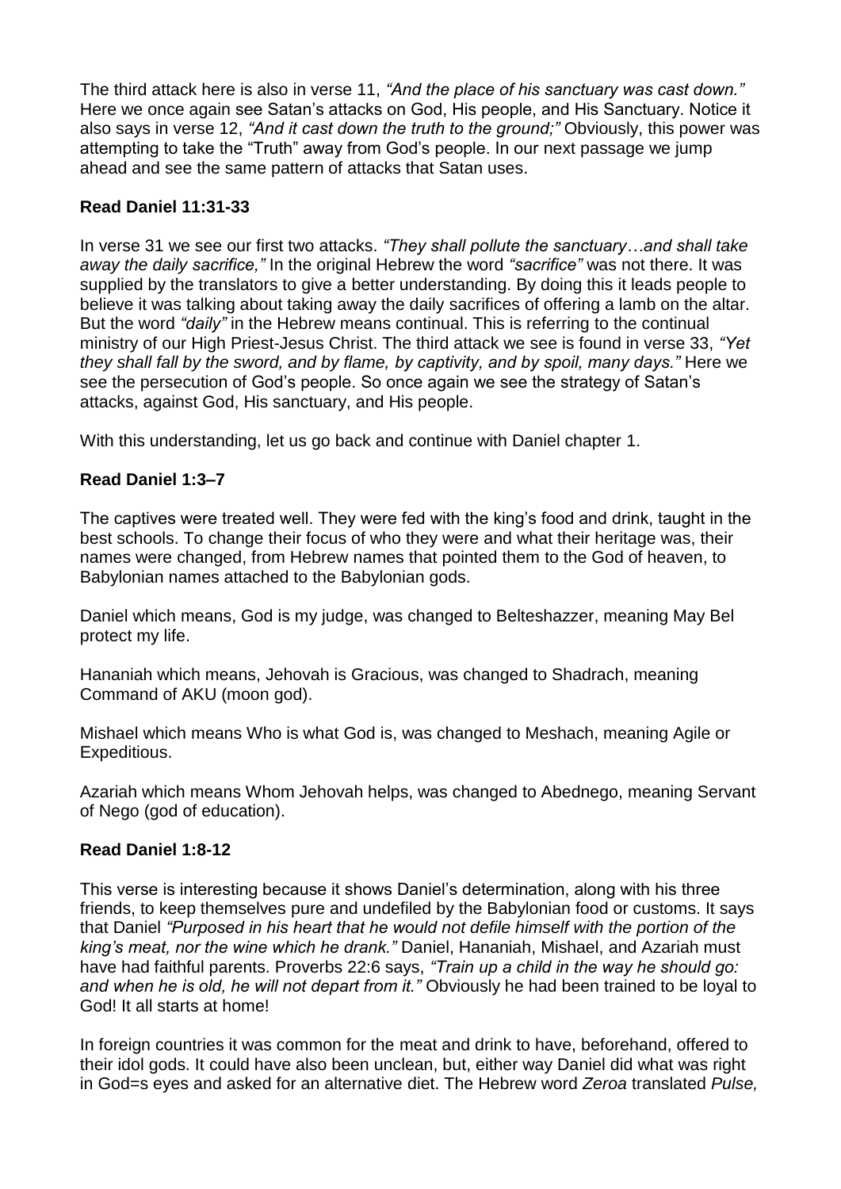The third attack here is also in verse 11, *"And the place of his sanctuary was cast down."* Here we once again see Satan's attacks on God, His people, and His Sanctuary. Notice it also says in verse 12, *"And it cast down the truth to the ground;"* Obviously, this power was attempting to take the "Truth" away from God's people. In our next passage we jump ahead and see the same pattern of attacks that Satan uses.

**Read Daniel 11:31-33**

In verse 31 we see our first two attacks. *"They shall pollute the sanctuary…and shall take away the daily sacrifice,"* In the original Hebrew the word *"sacrifice"* was not there. It was supplied by the translators to give a better understanding. By doing this it leads people to believe it was talking about taking away the daily sacrifices of offering a lamb on the altar. But the word *"daily"* in the Hebrew means continual. This is referring to the continual ministry of our High Priest-Jesus Christ. The third attack we see is found in verse 33, *"Yet they shall fall by the sword, and by flame, by captivity, and by spoil, many days."* Here we see the persecution of God's people. So once again we see the strategy of Satan's attacks, against God, His sanctuary, and His people.

With this understanding, let us go back and continue with Daniel chapter 1.

**Read Daniel 1:3–7**

The captives were treated well. They were fed with the king's food and drink, taught in the best schools. To change their focus of who they were and what their heritage was, their names were changed, from Hebrew names that pointed them to the God of heaven, to Babylonian names attached to the Babylonian gods.

Daniel which means, God is my judge, was changed to Belteshazzer, meaning May Bel protect my life.

Hananiah which means, Jehovah is Gracious, was changed to Shadrach, meaning Command of AKU (moon god).

Mishael which means Who is what God is, was changed to Meshach, meaning Agile or Expeditious.

Azariah which means Whom Jehovah helps, was changed to Abednego, meaning Servant of Nego (god of education).

**Read Daniel 1:8-12**

This verse is interesting because it shows Daniel's determination, along with his three friends, to keep themselves pure and undefiled by the Babylonian food or customs. It says that Daniel *"Purposed in his heart that he would not defile himself with the portion of the king's meat, nor the wine which he drank."* Daniel, Hananiah, Mishael, and Azariah must have had faithful parents. Proverbs 22:6 says, *"Train up a child in the way he should go: and when he is old, he will not depart from it."* Obviously he had been trained to be loyal to God! It all starts at home!

In foreign countries it was common for the meat and drink to have, beforehand, offered to their idol gods. It could have also been unclean, but, either way Daniel did what was right in God=s eyes and asked for an alternative diet. The Hebrew word *Zeroa* translated *Pulse,*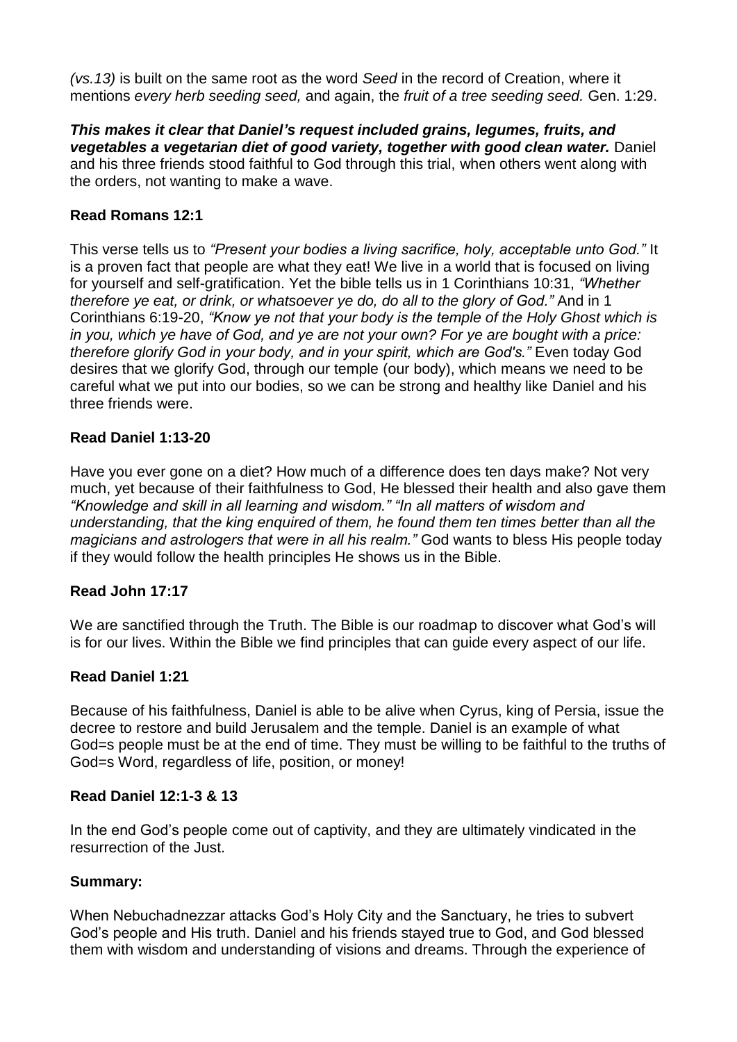*(vs.13)* is built on the same root as the word *Seed* in the record of Creation, where it mentions *every herb seeding seed,* and again, the *fruit of a tree seeding seed.* Gen. 1:29.

***This makes it clear that Daniel's request included grains, legumes, fruits, and vegetables a vegetarian diet of good variety, together with good clean water.*** Daniel and his three friends stood faithful to God through this trial, when others went along with the orders, not wanting to make a wave.

**Read Romans 12:1**

This verse tells us to *"Present your bodies a living sacrifice, holy, acceptable unto God."* It is a proven fact that people are what they eat! We live in a world that is focused on living for yourself and self-gratification. Yet the bible tells us in 1 Corinthians 10:31, *"Whether therefore ye eat, or drink, or whatsoever ye do, do all to the glory of God."* And in 1 Corinthians 6:19-20, *"Know ye not that your body is the temple of the Holy Ghost which is in you, which ye have of God, and ye are not your own? For ye are bought with a price: therefore glorify God in your body, and in your spirit, which are God's."* Even today God desires that we glorify God, through our temple (our body), which means we need to be careful what we put into our bodies, so we can be strong and healthy like Daniel and his three friends were.

**Read Daniel 1:13-20**

Have you ever gone on a diet? How much of a difference does ten days make? Not very much, yet because of their faithfulness to God, He blessed their health and also gave them *"Knowledge and skill in all learning and wisdom." "In all matters of wisdom and understanding, that the king enquired of them, he found them ten times better than all the magicians and astrologers that were in all his realm."* God wants to bless His people today if they would follow the health principles He shows us in the Bible.

**Read John 17:17**

We are sanctified through the Truth. The Bible is our roadmap to discover what God's will is for our lives. Within the Bible we find principles that can guide every aspect of our life.

**Read Daniel 1:21**

Because of his faithfulness, Daniel is able to be alive when Cyrus, king of Persia, issue the decree to restore and build Jerusalem and the temple. Daniel is an example of what God=s people must be at the end of time. They must be willing to be faithful to the truths of God=s Word, regardless of life, position, or money!

**Read Daniel 12:1-3 & 13**

In the end God's people come out of captivity, and they are ultimately vindicated in the resurrection of the Just.

**Summary:**

When Nebuchadnezzar attacks God's Holy City and the Sanctuary, he tries to subvert God's people and His truth. Daniel and his friends stayed true to God, and God blessed them with wisdom and understanding of visions and dreams. Through the experience of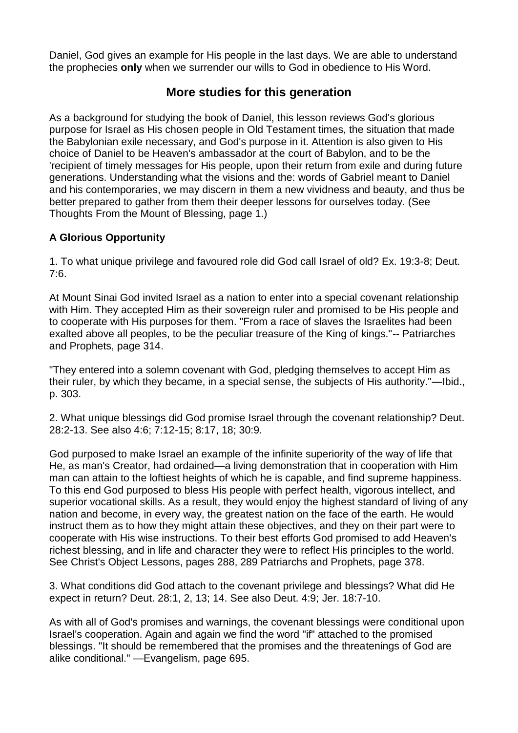Daniel, God gives an example for His people in the last days. We are able to understand the prophecies **only** when we surrender our wills to God in obedience to His Word.

## More studies for this generation

As a background for studying the book of Daniel, this lesson reviews God's glorious purpose for Israel as His chosen people in Old Testament times, the situation that made the Babylonian exile necessary, and God's purpose in it. Attention is also given to His choice of Daniel to be Heaven's ambassador at the court of Babylon, and to be the 'recipient of timely messages for His people, upon their return from exile and during future generations. Understanding what the visions and the: words of Gabriel meant to Daniel and his contemporaries, we may discern in them a new vividness and beauty, and thus be better prepared to gather from them their deeper lessons for ourselves today. (See Thoughts From the Mount of Blessing, page 1.)

### A Glorious Opportunity

1. To what unique privilege and favoured role did God call Israel of old? Ex. 19:3-8; Deut. 7:6.

At Mount Sinai God invited Israel as a nation to enter into a special covenant relationship with Him. They accepted Him as their sovereign ruler and promised to be His people and to cooperate with His purposes for them. "From a race of slaves the Israelites had been exalted above all peoples, to be the peculiar treasure of the King of kings."-- Patriarches and Prophets, page 314.

"They entered into a solemn covenant with God, pledging themselves to accept Him as their ruler, by which they became, in a special sense, the subjects of His authority."—Ibid., p. 303.

2. What unique blessings did God promise Israel through the covenant relationship? Deut. 28:2-13. See also 4:6; 7:12-15; 8:17, 18; 30:9.

God purposed to make Israel an example of the infinite superiority of the way of life that He, as man's Creator, had ordained—a living demonstration that in cooperation with Him man can attain to the loftiest heights of which he is capable, and find supreme happiness. To this end God purposed to bless His people with perfect health, vigorous intellect, and superior vocational skills. As a result, they would enjoy the highest standard of living of any nation and become, in every way, the greatest nation on the face of the earth. He would instruct them as to how they might attain these objectives, and they on their part were to cooperate with His wise instructions. To their best efforts God promised to add Heaven's richest blessing, and in life and character they were to reflect His principles to the world. See Christ's Object Lessons, pages 288, 289 Patriarchs and Prophets, page 378.

3. What conditions did God attach to the covenant privilege and blessings? What did He expect in return? Deut. 28:1, 2, 13; 14. See also Deut. 4:9; Jer. 18:7-10.

As with all of God's promises and warnings, the covenant blessings were conditional upon Israel's cooperation. Again and again we find the word "if" attached to the promised blessings. "It should be remembered that the promises and the threatenings of God are alike conditional." —Evangelism, page 695.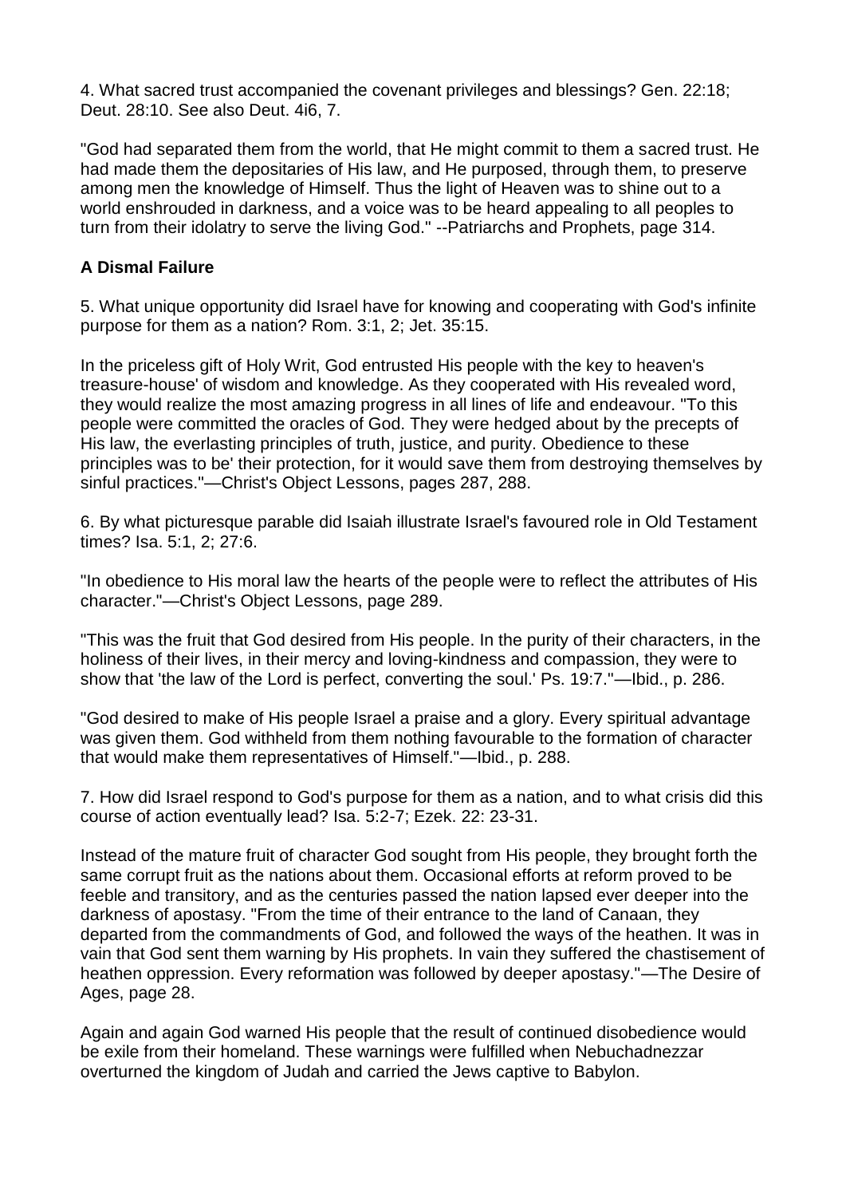4. What sacred trust accompanied the covenant privileges and blessings? Gen. 22:18; Deut. 28:10. See also Deut. 4i6, 7.

"God had separated them from the world, that He might commit to them a sacred trust. He had made them the depositaries of His law, and He purposed, through them, to preserve among men the knowledge of Himself. Thus the light of Heaven was to shine out to a world enshrouded in darkness, and a voice was to be heard appealing to all peoples to turn from their idolatry to serve the living God." --Patriarchs and Prophets, page 314.

**A Dismal Failure**

5. What unique opportunity did Israel have for knowing and cooperating with God's infinite purpose for them as a nation? Rom. 3:1, 2; Jet. 35:15.

In the priceless gift of Holy Writ, God entrusted His people with the key to heaven's treasure-house' of wisdom and knowledge. As they cooperated with His revealed word, they would realize the most amazing progress in all lines of life and endeavour. "To this people were committed the oracles of God. They were hedged about by the precepts of His law, the everlasting principles of truth, justice, and purity. Obedience to these principles was to be' their protection, for it would save them from destroying themselves by sinful practices."—Christ's Object Lessons, pages 287, 288.

6. By what picturesque parable did Isaiah illustrate Israel's favoured role in Old Testament times? Isa. 5:1, 2; 27:6.

"In obedience to His moral law the hearts of the people were to reflect the attributes of His character."—Christ's Object Lessons, page 289.

"This was the fruit that God desired from His people. In the purity of their characters, in the holiness of their lives, in their mercy and loving-kindness and compassion, they were to show that 'the law of the Lord is perfect, converting the soul.' Ps. 19:7."—Ibid., p. 286.

"God desired to make of His people Israel a praise and a glory. Every spiritual advantage was given them. God withheld from them nothing favourable to the formation of character that would make them representatives of Himself."—Ibid., p. 288.

7. How did Israel respond to God's purpose for them as a nation, and to what crisis did this course of action eventually lead? Isa. 5:2-7; Ezek. 22: 23-31.

Instead of the mature fruit of character God sought from His people, they brought forth the same corrupt fruit as the nations about them. Occasional efforts at reform proved to be feeble and transitory, and as the centuries passed the nation lapsed ever deeper into the darkness of apostasy. "From the time of their entrance to the land of Canaan, they departed from the commandments of God, and followed the ways of the heathen. It was in vain that God sent them warning by His prophets. In vain they suffered the chastisement of heathen oppression. Every reformation was followed by deeper apostasy."—The Desire of Ages, page 28.

Again and again God warned His people that the result of continued disobedience would be exile from their homeland. These warnings were fulfilled when Nebuchadnezzar overturned the kingdom of Judah and carried the Jews captive to Babylon.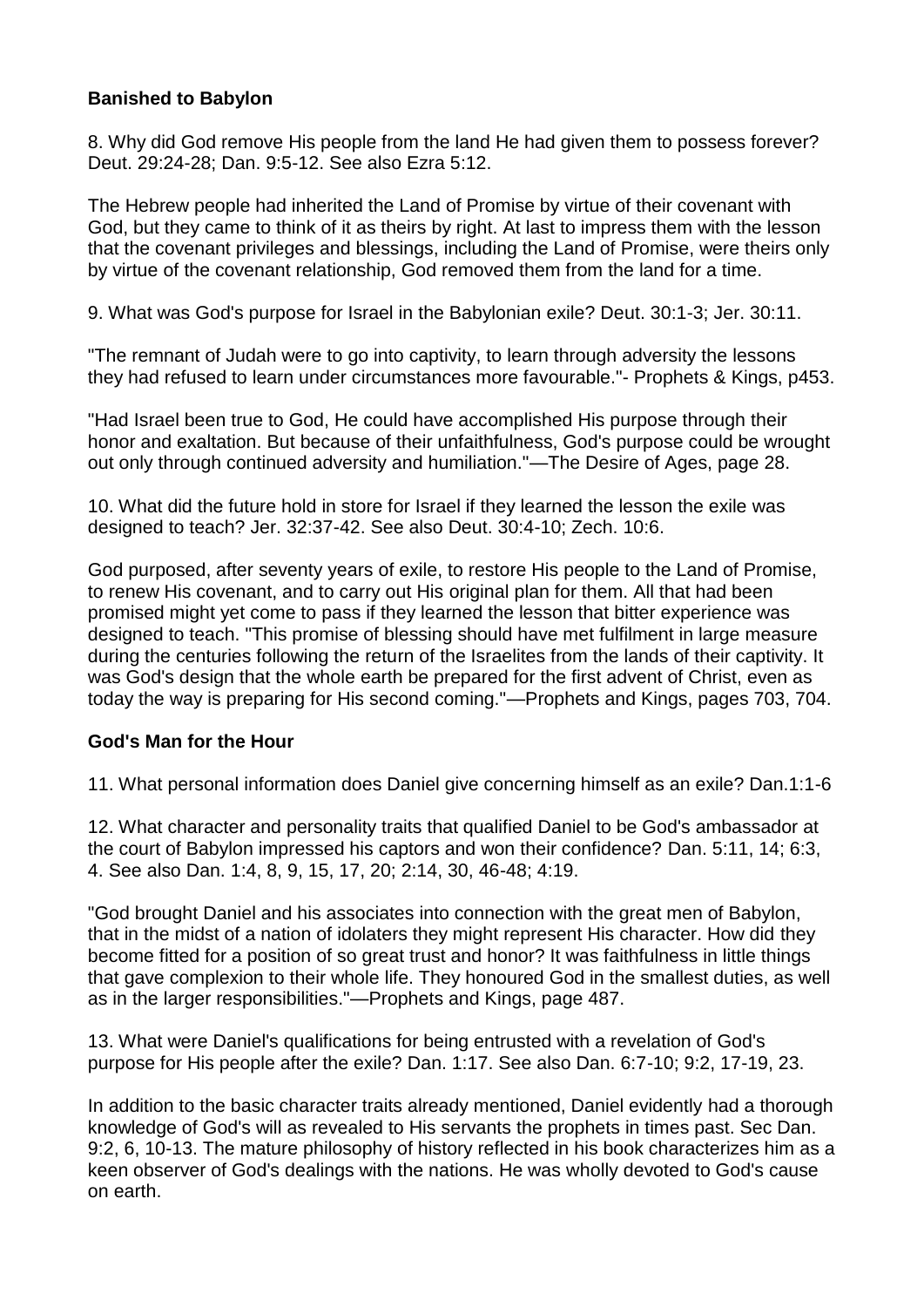**Banished to Babylon**

8. Why did God remove His people from the land He had given them to possess forever? Deut. 29:24-28; Dan. 9:5-12. See also Ezra 5:12.

The Hebrew people had inherited the Land of Promise by virtue of their covenant with God, but they came to think of it as theirs by right. At last to impress them with the lesson that the covenant privileges and blessings, including the Land of Promise, were theirs only by virtue of the covenant relationship, God removed them from the land for a time.

9. What was God's purpose for Israel in the Babylonian exile? Deut. 30:1-3; Jer. 30:11.

"The remnant of Judah were to go into captivity, to learn through adversity the lessons they had refused to learn under circumstances more favourable."- Prophets & Kings, p453.

"Had Israel been true to God, He could have accomplished His purpose through their honor and exaltation. But because of their unfaithfulness, God's purpose could be wrought out only through continued adversity and humiliation."—The Desire of Ages, page 28.

10. What did the future hold in store for Israel if they learned the lesson the exile was designed to teach? Jer. 32:37-42. See also Deut. 30:4-10; Zech. 10:6.

God purposed, after seventy years of exile, to restore His people to the Land of Promise, to renew His covenant, and to carry out His original plan for them. All that had been promised might yet come to pass if they learned the lesson that bitter experience was designed to teach. "This promise of blessing should have met fulfilment in large measure during the centuries following the return of the Israelites from the lands of their captivity. It was God's design that the whole earth be prepared for the first advent of Christ, even as today the way is preparing for His second coming."—Prophets and Kings, pages 703, 704.

**God's Man for the Hour**

11. What personal information does Daniel give concerning himself as an exile? Dan.1:1-6

12. What character and personality traits that qualified Daniel to be God's ambassador at the court of Babylon impressed his captors and won their confidence? Dan. 5:11, 14; 6:3, 4. See also Dan. 1:4, 8, 9, 15, 17, 20; 2:14, 30, 46-48; 4:19.

"God brought Daniel and his associates into connection with the great men of Babylon, that in the midst of a nation of idolaters they might represent His character. How did they become fitted for a position of so great trust and honor? It was faithfulness in little things that gave complexion to their whole life. They honoured God in the smallest duties, as well as in the larger responsibilities."—Prophets and Kings, page 487.

13. What were Daniel's qualifications for being entrusted with a revelation of God's purpose for His people after the exile? Dan. 1:17. See also Dan. 6:7-10; 9:2, 17-19, 23.

In addition to the basic character traits already mentioned, Daniel evidently had a thorough knowledge of God's will as revealed to His servants the prophets in times past. Sec Dan. 9:2, 6, 10-13. The mature philosophy of history reflected in his book characterizes him as a keen observer of God's dealings with the nations. He was wholly devoted to God's cause on earth.